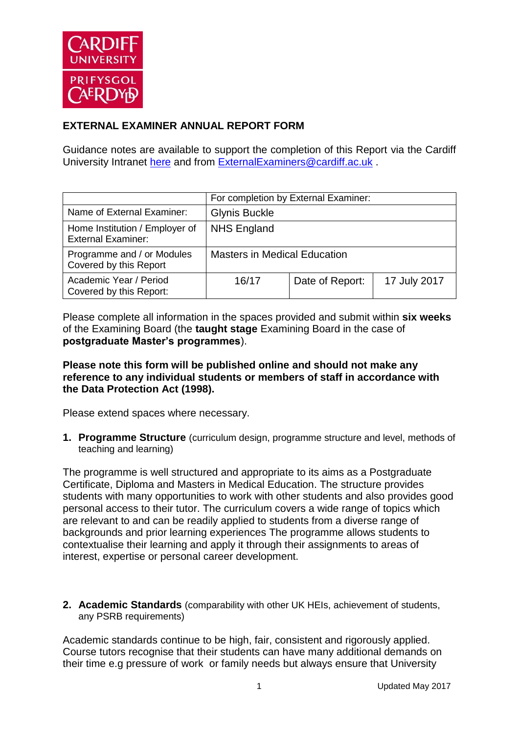**EXTERNAL EXAMINER ANNUAL REPORT FORM**

Guidance notes are available to support the completion of this Report via the Cardiff University Intranet here and from ExternalExaminers@cardiff.ac.uk .

| | For completion by External Examiner: | | |
|---|---|---|---|
| Name of External Examiner: | Glynis Buckle | | |
| Home Institution / Employer of External Examiner: | NHS England | | |
| Programme and / or Modules Covered by this Report | Masters in Medical Education | | |
| Academic Year / Period Covered by this Report: | 16/17 | Date of Report: | 17 July 2017 |

Please complete all information in the spaces provided and submit within **six weeks** of the Examining Board (the **taught stage** Examining Board in the case of **postgraduate Master's programmes**).

**Please note this form will be published online and should not make any reference to any individual students or members of staff in accordance with the Data Protection Act (1998).**

Please extend spaces where necessary.

1. **Programme Structure** (curriculum design, programme structure and level, methods of teaching and learning)

The programme is well structured and appropriate to its aims as a Postgraduate Certificate, Diploma and Masters in Medical Education. The structure provides students with many opportunities to work with other students and also provides good personal access to their tutor. The curriculum covers a wide range of topics which are relevant to and can be readily applied to students from a diverse range of backgrounds and prior learning experiences The programme allows students to contextualise their learning and apply it through their assignments to areas of interest, expertise or personal career development.

2. **Academic Standards** (comparability with other UK HEIs, achievement of students, any PSRB requirements)

Academic standards continue to be high, fair, consistent and rigorously applied. Course tutors recognise that their students can have many additional demands on their time e.g pressure of work or family needs but always ensure that University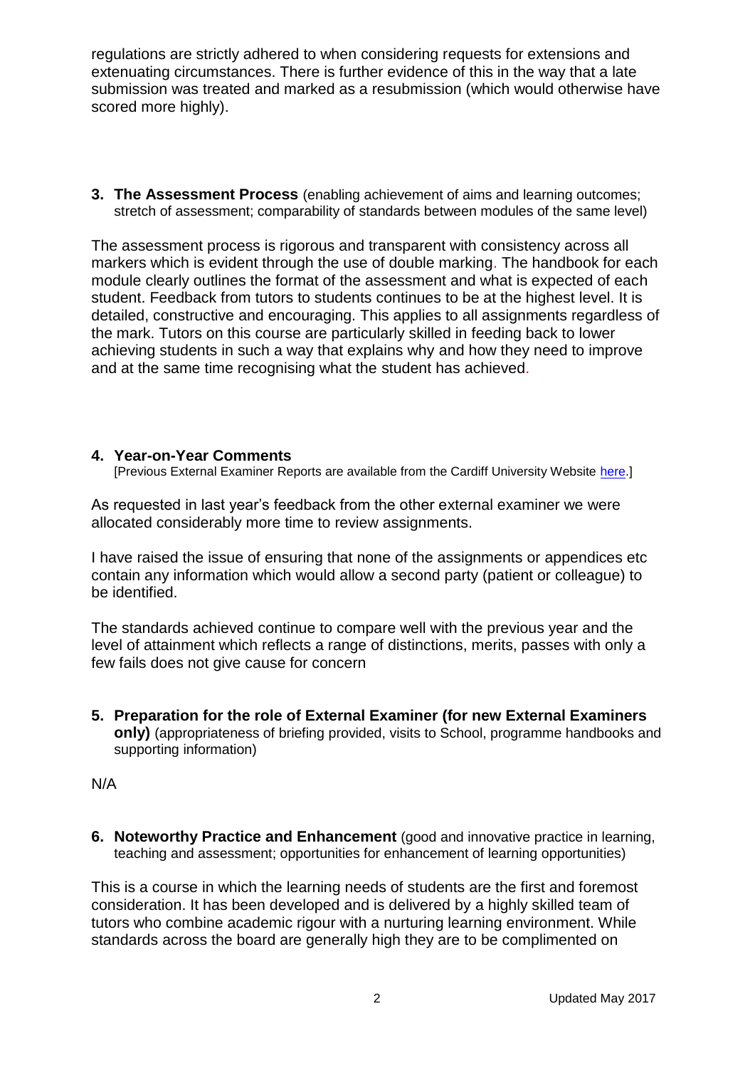regulations are strictly adhered to when considering requests for extensions and extenuating circumstances. There is further evidence of this in the way that a late submission was treated and marked as a resubmission (which would otherwise have scored more highly).

**3. The Assessment Process** (enabling achievement of aims and learning outcomes; stretch of assessment; comparability of standards between modules of the same level)

The assessment process is rigorous and transparent with consistency across all markers which is evident through the use of double marking. The handbook for each module clearly outlines the format of the assessment and what is expected of each student. Feedback from tutors to students continues to be at the highest level. It is detailed, constructive and encouraging. This applies to all assignments regardless of the mark. Tutors on this course are particularly skilled in feeding back to lower achieving students in such a way that explains why and how they need to improve and at the same time recognising what the student has achieved.

**4. Year-on-Year Comments**

[Previous External Examiner Reports are available from the Cardiff University Website here.]

As requested in last year's feedback from the other external examiner we were allocated considerably more time to review assignments.

I have raised the issue of ensuring that none of the assignments or appendices etc contain any information which would allow a second party (patient or colleague) to be identified.

The standards achieved continue to compare well with the previous year and the level of attainment which reflects a range of distinctions, merits, passes with only a few fails does not give cause for concern

**5. Preparation for the role of External Examiner (for new External Examiners only)** (appropriateness of briefing provided, visits to School, programme handbooks and supporting information)

N/A

**6. Noteworthy Practice and Enhancement** (good and innovative practice in learning, teaching and assessment; opportunities for enhancement of learning opportunities)

This is a course in which the learning needs of students are the first and foremost consideration. It has been developed and is delivered by a highly skilled team of tutors who combine academic rigour with a nurturing learning environment. While standards across the board are generally high they are to be complimented on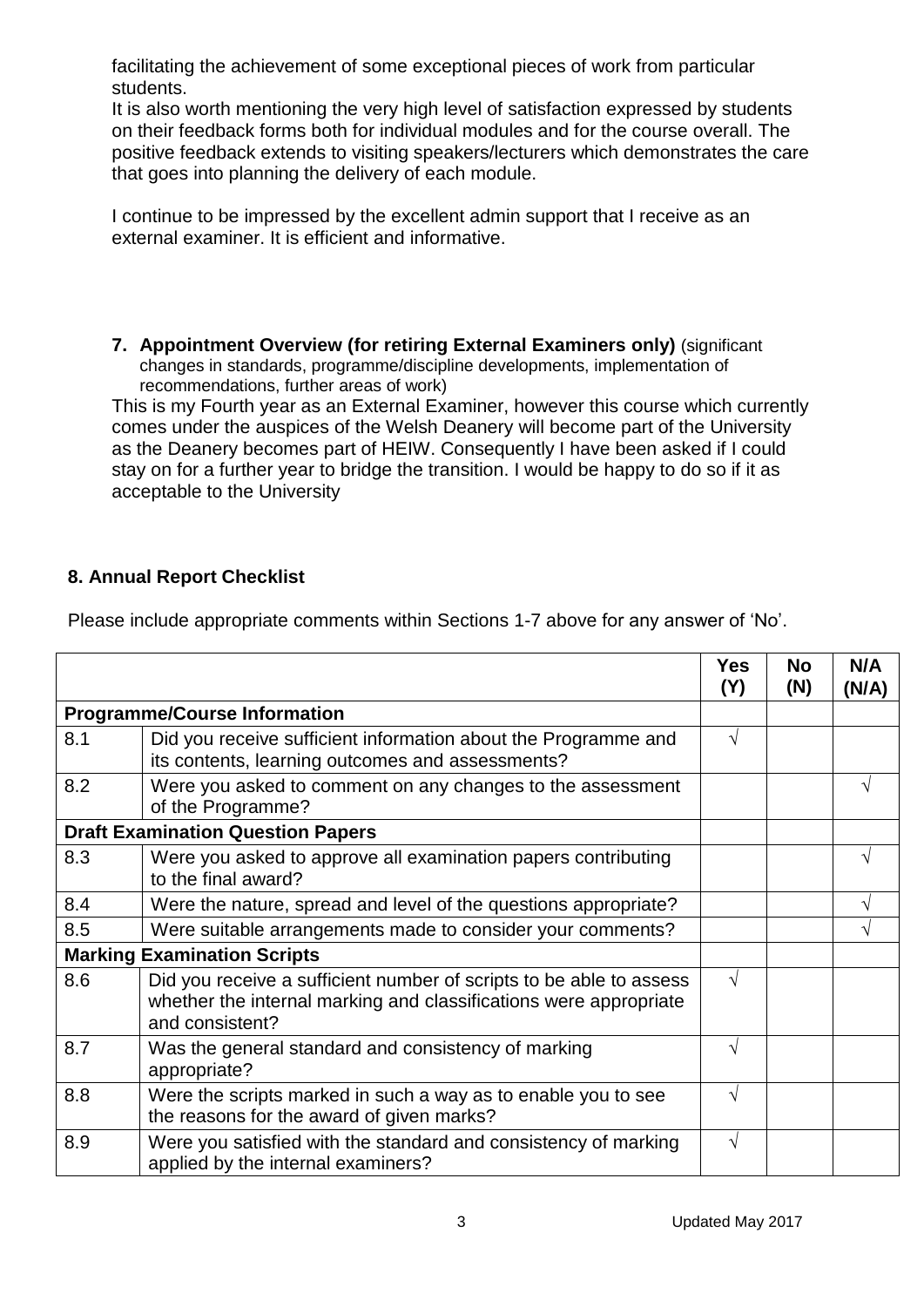facilitating the achievement of some exceptional pieces of work from particular students.
It is also worth mentioning the very high level of satisfaction expressed by students on their feedback forms both for individual modules and for the course overall. The positive feedback extends to visiting speakers/lecturers which demonstrates the care that goes into planning the delivery of each module.

I continue to be impressed by the excellent admin support that I receive as an external examiner. It is efficient and informative.

**7. Appointment Overview (for retiring External Examiners only)** (significant changes in standards, programme/discipline developments, implementation of recommendations, further areas of work)

This is my Fourth year as an External Examiner, however this course which currently comes under the auspices of the Welsh Deanery will become part of the University as the Deanery becomes part of HEIW. Consequently I have been asked if I could stay on for a further year to bridge the transition. I would be happy to do so if it as acceptable to the University

## 8. Annual Report Checklist

Please include appropriate comments within Sections 1-7 above for any answer of 'No'.

| | | Yes (Y) | No (N) | N/A (N/A) |
|---|---|---|---|---|
| **Programme/Course Information** | | | | |
| 8.1 | Did you receive sufficient information about the Programme and its contents, learning outcomes and assessments? | √ | | |
| 8.2 | Were you asked to comment on any changes to the assessment of the Programme? | | | √ |
| **Draft Examination Question Papers** | | | | |
| 8.3 | Were you asked to approve all examination papers contributing to the final award? | | | √ |
| 8.4 | Were the nature, spread and level of the questions appropriate? | | | √ |
| 8.5 | Were suitable arrangements made to consider your comments? | | | √ |
| **Marking Examination Scripts** | | | | |
| 8.6 | Did you receive a sufficient number of scripts to be able to assess whether the internal marking and classifications were appropriate and consistent? | √ | | |
| 8.7 | Was the general standard and consistency of marking appropriate? | √ | | |
| 8.8 | Were the scripts marked in such a way as to enable you to see the reasons for the award of given marks? | √ | | |
| 8.9 | Were you satisfied with the standard and consistency of marking applied by the internal examiners? | √ | | |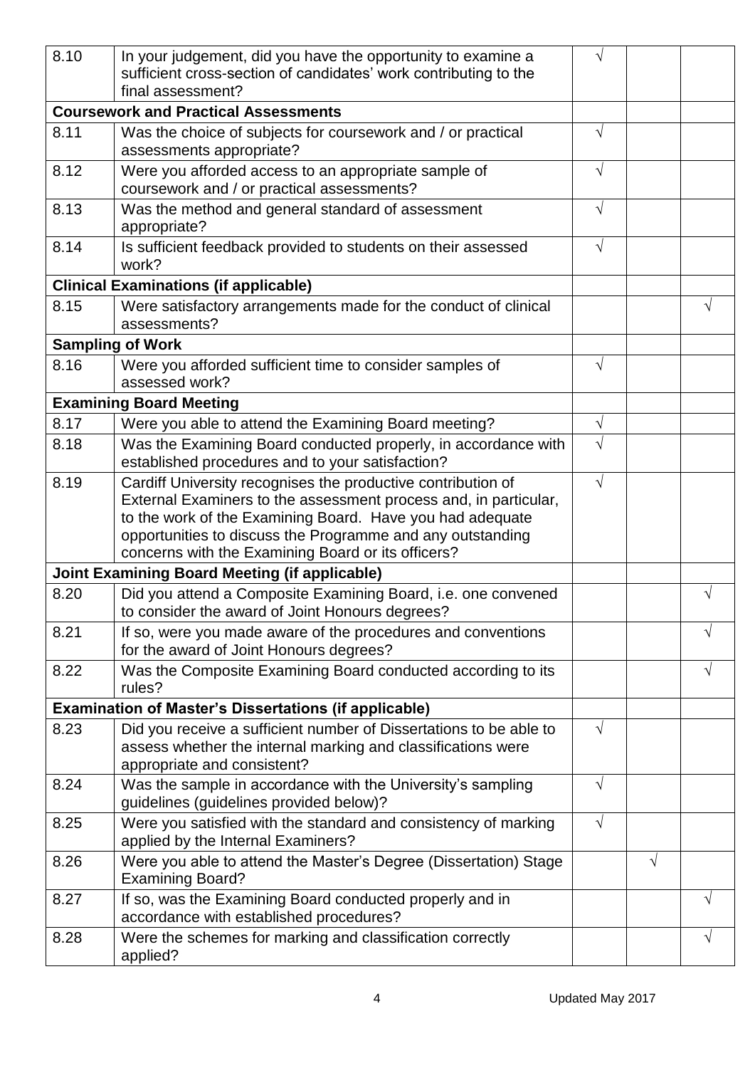| | | | | |
|---|---|---|---|---|
| 8.10 | In your judgement, did you have the opportunity to examine a sufficient cross-section of candidates' work contributing to the final assessment? | √ | | |
| **Coursework and Practical Assessments** | | | | |
| 8.11 | Was the choice of subjects for coursework and / or practical assessments appropriate? | √ | | |
| 8.12 | Were you afforded access to an appropriate sample of coursework and / or practical assessments? | √ | | |
| 8.13 | Was the method and general standard of assessment appropriate? | √ | | |
| 8.14 | Is sufficient feedback provided to students on their assessed work? | √ | | |
| **Clinical Examinations (if applicable)** | | | | |
| 8.15 | Were satisfactory arrangements made for the conduct of clinical assessments? | | | √ |
| **Sampling of Work** | | | | |
| 8.16 | Were you afforded sufficient time to consider samples of assessed work? | √ | | |
| **Examining Board Meeting** | | | | |
| 8.17 | Were you able to attend the Examining Board meeting? | √ | | |
| 8.18 | Was the Examining Board conducted properly, in accordance with established procedures and to your satisfaction? | √ | | |
| 8.19 | Cardiff University recognises the productive contribution of External Examiners to the assessment process and, in particular, to the work of the Examining Board. Have you had adequate opportunities to discuss the Programme and any outstanding concerns with the Examining Board or its officers? | √ | | |
| **Joint Examining Board Meeting (if applicable)** | | | | |
| 8.20 | Did you attend a Composite Examining Board, i.e. one convened to consider the award of Joint Honours degrees? | | | √ |
| 8.21 | If so, were you made aware of the procedures and conventions for the award of Joint Honours degrees? | | | √ |
| 8.22 | Was the Composite Examining Board conducted according to its rules? | | | √ |
| **Examination of Master's Dissertations (if applicable)** | | | | |
| 8.23 | Did you receive a sufficient number of Dissertations to be able to assess whether the internal marking and classifications were appropriate and consistent? | √ | | |
| 8.24 | Was the sample in accordance with the University's sampling guidelines (guidelines provided below)? | √ | | |
| 8.25 | Were you satisfied with the standard and consistency of marking applied by the Internal Examiners? | √ | | |
| 8.26 | Were you able to attend the Master's Degree (Dissertation) Stage Examining Board? | | √ | |
| 8.27 | If so, was the Examining Board conducted properly and in accordance with established procedures? | | | √ |
| 8.28 | Were the schemes for marking and classification correctly applied? | | | √ |

Updated May 2017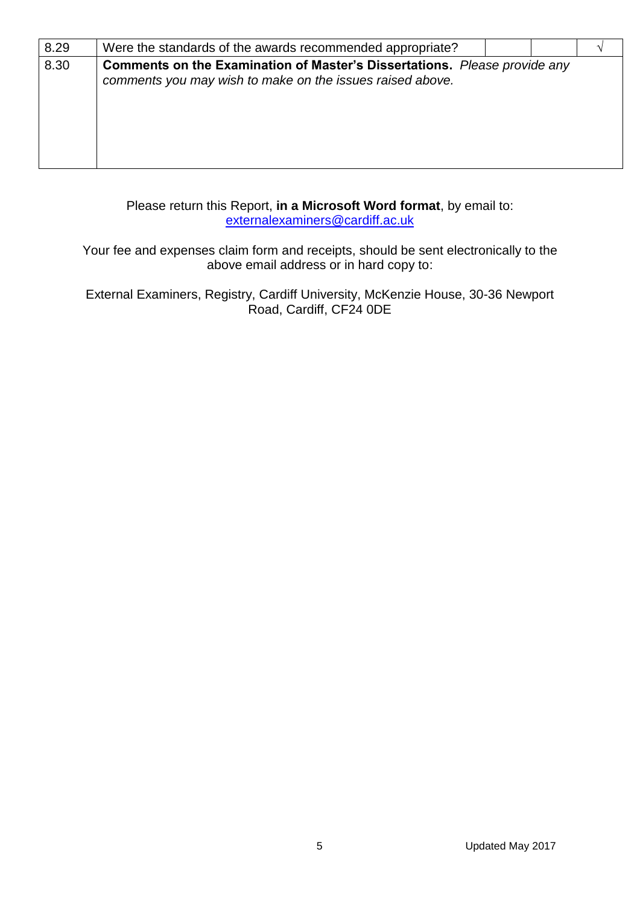| | | | | |
|---|---|---|---|---|
| 8.29 | Were the standards of the awards recommended appropriate? | | | √ |
| 8.30 | **Comments on the Examination of Master's Dissertations.** *Please provide any comments you may wish to make on the issues raised above.* | | | |

Please return this Report, **in a Microsoft Word format**, by email to: externalexaminers@cardiff.ac.uk

Your fee and expenses claim form and receipts, should be sent electronically to the above email address or in hard copy to:

External Examiners, Registry, Cardiff University, McKenzie House, 30-36 Newport Road, Cardiff, CF24 0DE

Updated May 2017